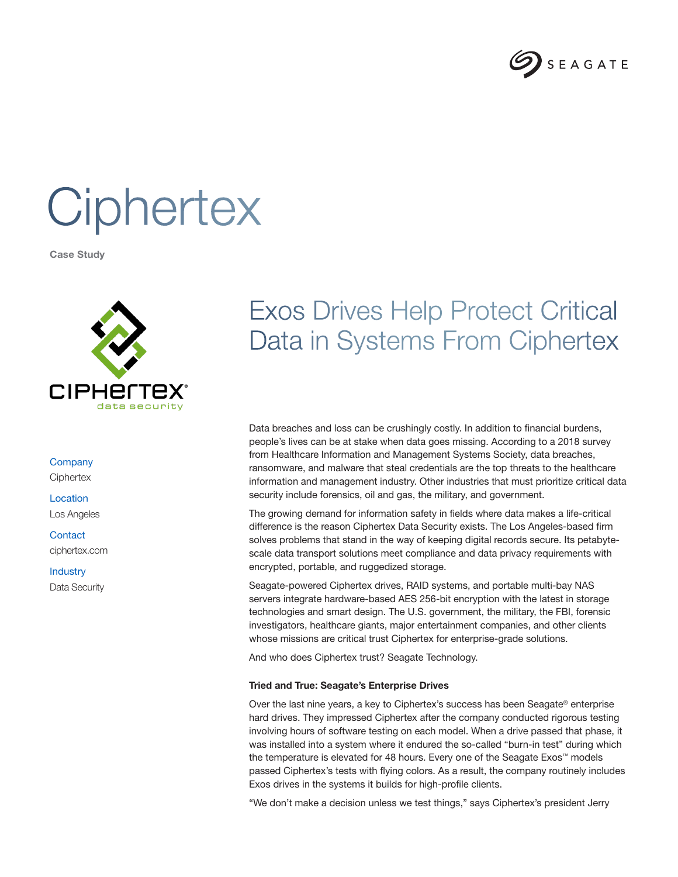# Ciphertex

Case Study

Company
Ciphertex

Location
Los Angeles

Contact
ciphertex.com

Industry
Data Security

## Exos Drives Help Protect Critical Data in Systems From Ciphertex

Data breaches and loss can be crushingly costly. In addition to financial burdens, people's lives can be at stake when data goes missing. According to a 2018 survey from Healthcare Information and Management Systems Society, data breaches, ransomware, and malware that steal credentials are the top threats to the healthcare information and management industry. Other industries that must prioritize critical data security include forensics, oil and gas, the military, and government.

The growing demand for information safety in fields where data makes a life-critical difference is the reason Ciphertex Data Security exists. The Los Angeles-based firm solves problems that stand in the way of keeping digital records secure. Its petabyte-scale data transport solutions meet compliance and data privacy requirements with encrypted, portable, and ruggedized storage.

Seagate-powered Ciphertex drives, RAID systems, and portable multi-bay NAS servers integrate hardware-based AES 256-bit encryption with the latest in storage technologies and smart design. The U.S. government, the military, the FBI, forensic investigators, healthcare giants, major entertainment companies, and other clients whose missions are critical trust Ciphertex for enterprise-grade solutions.

And who does Ciphertex trust? Seagate Technology.

### Tried and True: Seagate's Enterprise Drives

Over the last nine years, a key to Ciphertex's success has been Seagate® enterprise hard drives. They impressed Ciphertex after the company conducted rigorous testing involving hours of software testing on each model. When a drive passed that phase, it was installed into a system where it endured the so-called "burn-in test" during which the temperature is elevated for 48 hours. Every one of the Seagate Exos™ models passed Ciphertex's tests with flying colors. As a result, the company routinely includes Exos drives in the systems it builds for high-profile clients.

"We don't make a decision unless we test things," says Ciphertex's president Jerry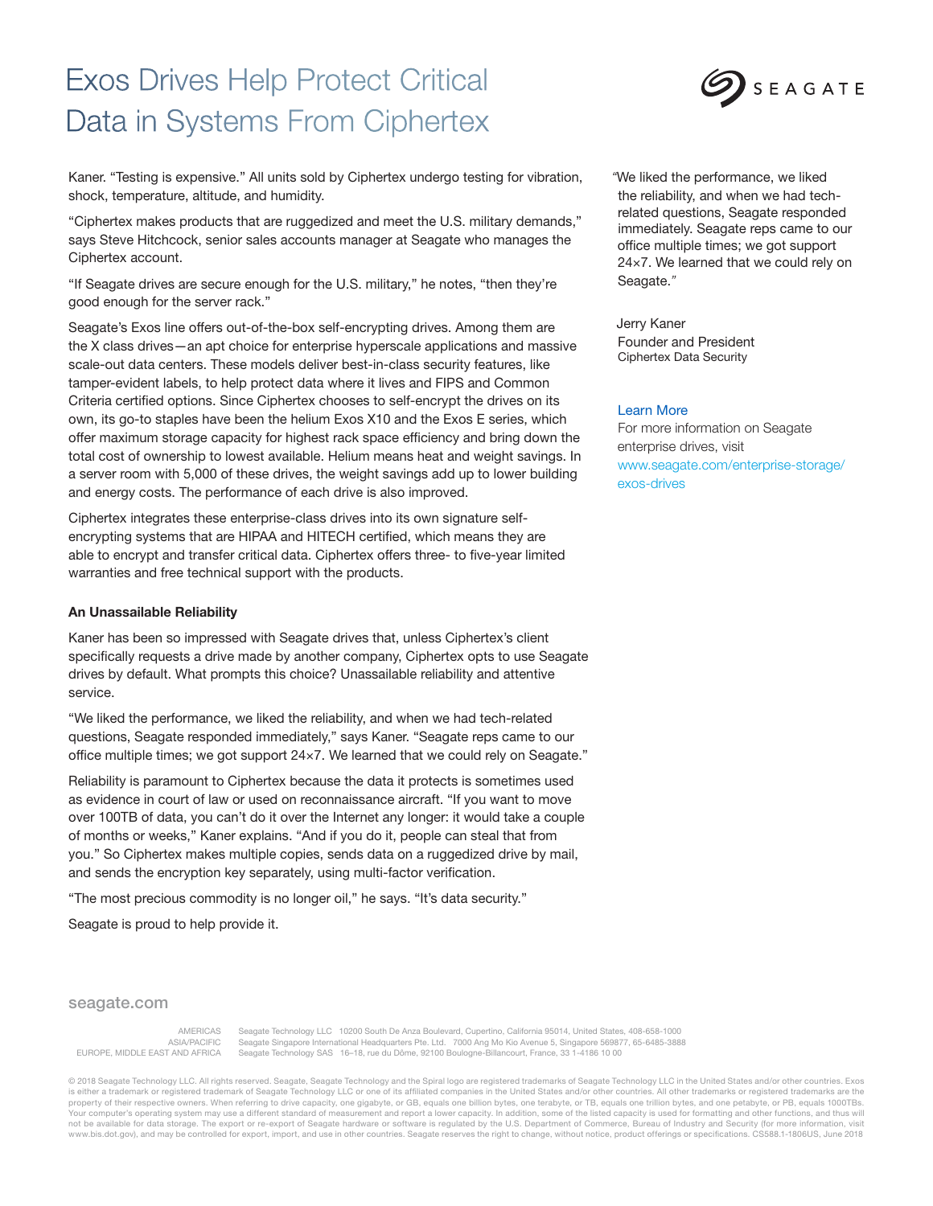# Exos Drives Help Protect Critical Data in Systems From Ciphertex

Kaner. “Testing is expensive.” All units sold by Ciphertex undergo testing for vibration, shock, temperature, altitude, and humidity.

“Ciphertex makes products that are ruggedized and meet the U.S. military demands,” says Steve Hitchcock, senior sales accounts manager at Seagate who manages the Ciphertex account.

“If Seagate drives are secure enough for the U.S. military,” he notes, “then they’re good enough for the server rack.”

Seagate’s Exos line offers out-of-the-box self-encrypting drives. Among them are the X class drives—an apt choice for enterprise hyperscale applications and massive scale-out data centers. These models deliver best-in-class security features, like tamper-evident labels, to help protect data where it lives and FIPS and Common Criteria certified options. Since Ciphertex chooses to self-encrypt the drives on its own, its go-to staples have been the helium Exos X10 and the Exos E series, which offer maximum storage capacity for highest rack space efficiency and bring down the total cost of ownership to lowest available. Helium means heat and weight savings. In a server room with 5,000 of these drives, the weight savings add up to lower building and energy costs. The performance of each drive is also improved.

Ciphertex integrates these enterprise-class drives into its own signature self-encrypting systems that are HIPAA and HITECH certified, which means they are able to encrypt and transfer critical data. Ciphertex offers three- to five-year limited warranties and free technical support with the products.

### An Unassailable Reliability

Kaner has been so impressed with Seagate drives that, unless Ciphertex’s client specifically requests a drive made by another company, Ciphertex opts to use Seagate drives by default. What prompts this choice? Unassailable reliability and attentive service.

“We liked the performance, we liked the reliability, and when we had tech-related questions, Seagate responded immediately,” says Kaner. “Seagate reps came to our office multiple times; we got support 24×7. We learned that we could rely on Seagate.”

Reliability is paramount to Ciphertex because the data it protects is sometimes used as evidence in court of law or used on reconnaissance aircraft. “If you want to move over 100TB of data, you can’t do it over the Internet any longer: it would take a couple of months or weeks,” Kaner explains. “And if you do it, people can steal that from you.” So Ciphertex makes multiple copies, sends data on a ruggedized drive by mail, and sends the encryption key separately, using multi-factor verification.

“The most precious commodity is no longer oil,” he says. “It’s data security.”

Seagate is proud to help provide it.

“We liked the performance, we liked the reliability, and when we had tech-related questions, Seagate responded immediately. Seagate reps came to our office multiple times; we got support 24×7. We learned that we could rely on Seagate.”

Jerry Kaner
Founder and President
Ciphertex Data Security

**Learn More**

For more information on Seagate enterprise drives, visit www.seagate.com/enterprise-storage/exos-drives

seagate.com

AMERICAS Seagate Technology LLC 10200 South De Anza Boulevard, Cupertino, California 95014, United States, 408-658-1000
ASIA/PACIFIC Seagate Singapore International Headquarters Pte. Ltd. 7000 Ang Mo Kio Avenue 5, Singapore 569877, 65-6485-3888
EUROPE, MIDDLE EAST AND AFRICA Seagate Technology SAS 16–18, rue du Dôme, 92100 Boulogne-Billancourt, France, 33 1-4186 10 00

© 2018 Seagate Technology LLC. All rights reserved. Seagate, Seagate Technology and the Spiral logo are registered trademarks of Seagate Technology LLC in the United States and/or other countries. Exos is either a trademark or registered trademark of Seagate Technology LLC or one of its affiliated companies in the United States and/or other countries. All other trademarks or registered trademarks are the property of their respective owners. When referring to drive capacity, one gigabyte, or GB, equals one billion bytes, one terabyte, or TB, equals one trillion bytes, and one petabyte, or PB, equals 1000TBs. Your computer’s operating system may use a different standard of measurement and report a lower capacity. In addition, some of the listed capacity is used for formatting and other functions, and thus will not be available for data storage. The export or re-export of Seagate hardware or software is regulated by the U.S. Department of Commerce, Bureau of Industry and Security (for more information, visit www.bis.dot.gov), and may be controlled for export, import, and use in other countries. Seagate reserves the right to change, without notice, product offerings or specifications. CS588.1-1806US, June 2018